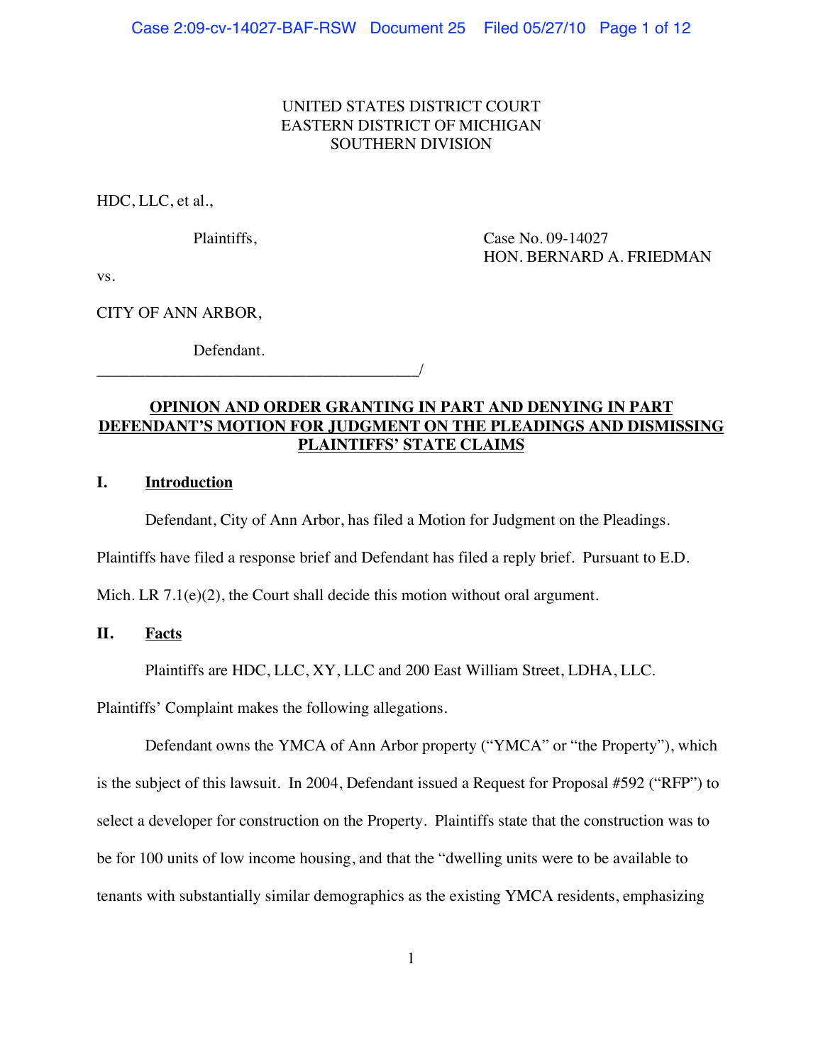UNITED STATES DISTRICT COURT
EASTERN DISTRICT OF MICHIGAN
SOUTHERN DIVISION

HDC, LLC, et al.,

Plaintiffs,

Case No. 09-14027
HON. BERNARD A. FRIEDMAN

vs.

CITY OF ANN ARBOR,

Defendant.
_________________________________________/

**OPINION AND ORDER GRANTING IN PART AND DENYING IN PART DEFENDANT'S MOTION FOR JUDGMENT ON THE PLEADINGS AND DISMISSING PLAINTIFFS' STATE CLAIMS**

## I. Introduction

Defendant, City of Ann Arbor, has filed a Motion for Judgment on the Pleadings. Plaintiffs have filed a response brief and Defendant has filed a reply brief. Pursuant to E.D. Mich. LR 7.1(e)(2), the Court shall decide this motion without oral argument.

## II. Facts

Plaintiffs are HDC, LLC, XY, LLC and 200 East William Street, LDHA, LLC. Plaintiffs' Complaint makes the following allegations.

Defendant owns the YMCA of Ann Arbor property ("YMCA" or "the Property"), which is the subject of this lawsuit. In 2004, Defendant issued a Request for Proposal #592 ("RFP") to select a developer for construction on the Property. Plaintiffs state that the construction was to be for 100 units of low income housing, and that the "dwelling units were to be available to tenants with substantially similar demographics as the existing YMCA residents, emphasizing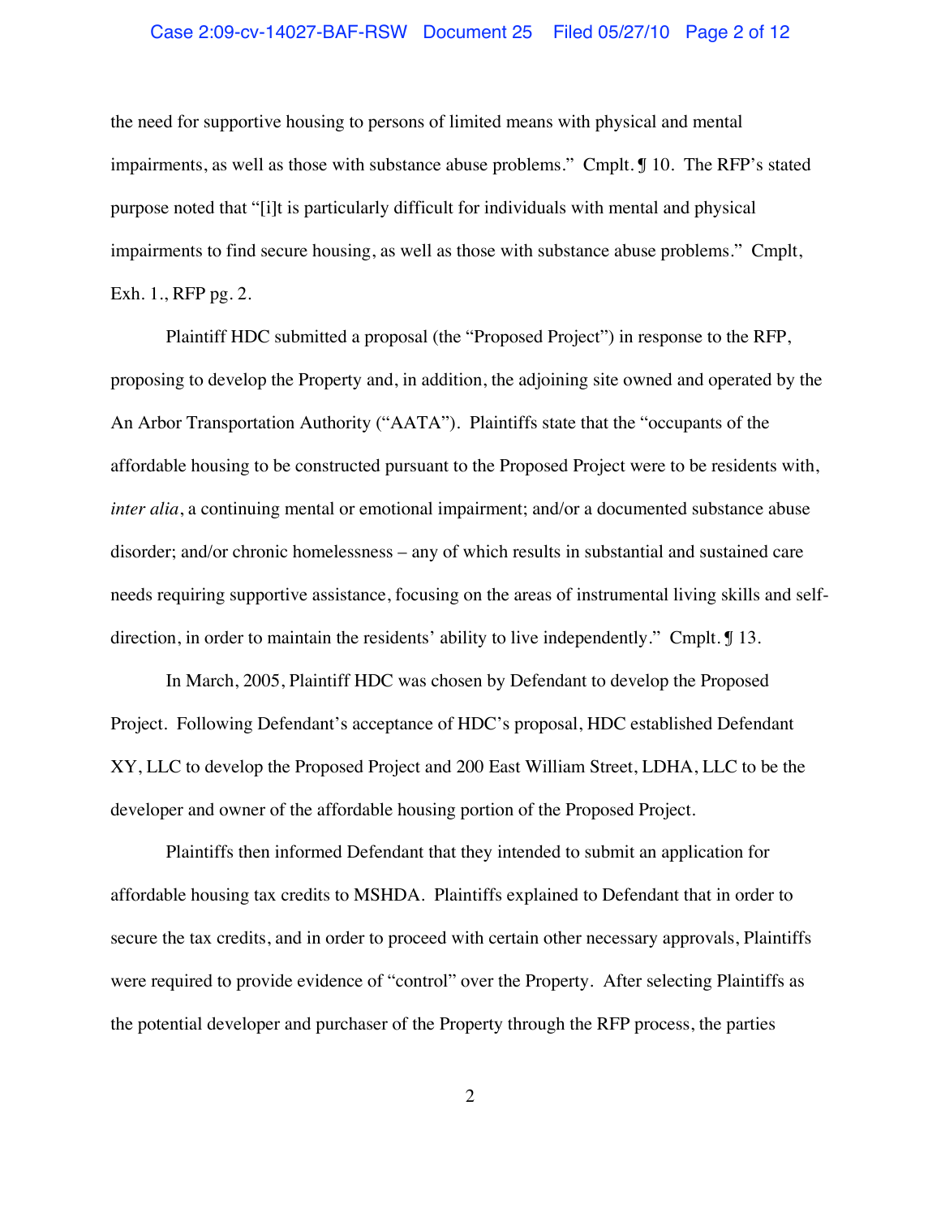the need for supportive housing to persons of limited means with physical and mental impairments, as well as those with substance abuse problems." Cmplt. ¶ 10. The RFP's stated purpose noted that "[i]t is particularly difficult for individuals with mental and physical impairments to find secure housing, as well as those with substance abuse problems." Cmplt, Exh. 1., RFP pg. 2.

Plaintiff HDC submitted a proposal (the "Proposed Project") in response to the RFP, proposing to develop the Property and, in addition, the adjoining site owned and operated by the An Arbor Transportation Authority ("AATA"). Plaintiffs state that the "occupants of the affordable housing to be constructed pursuant to the Proposed Project were to be residents with, *inter alia*, a continuing mental or emotional impairment; and/or a documented substance abuse disorder; and/or chronic homelessness – any of which results in substantial and sustained care needs requiring supportive assistance, focusing on the areas of instrumental living skills and self-direction, in order to maintain the residents' ability to live independently." Cmplt. ¶ 13.

In March, 2005, Plaintiff HDC was chosen by Defendant to develop the Proposed Project. Following Defendant's acceptance of HDC's proposal, HDC established Defendant XY, LLC to develop the Proposed Project and 200 East William Street, LDHA, LLC to be the developer and owner of the affordable housing portion of the Proposed Project.

Plaintiffs then informed Defendant that they intended to submit an application for affordable housing tax credits to MSHDA. Plaintiffs explained to Defendant that in order to secure the tax credits, and in order to proceed with certain other necessary approvals, Plaintiffs were required to provide evidence of "control" over the Property. After selecting Plaintiffs as the potential developer and purchaser of the Property through the RFP process, the parties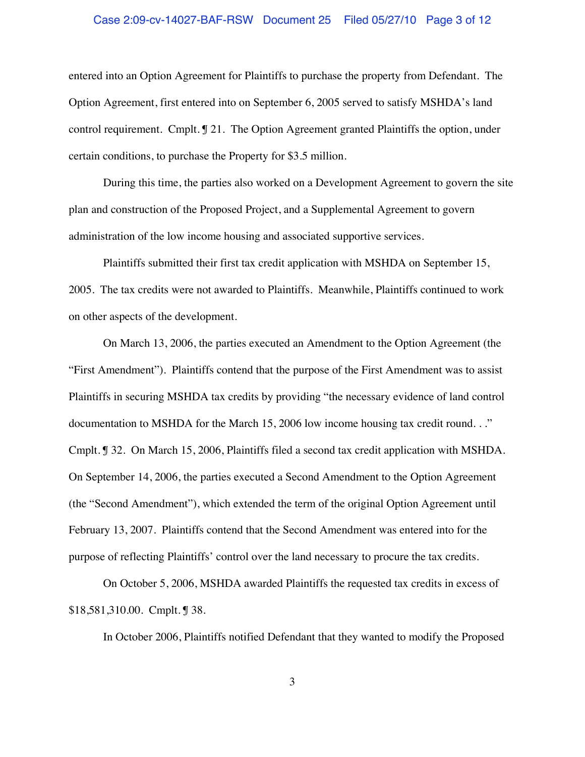entered into an Option Agreement for Plaintiffs to purchase the property from Defendant. The Option Agreement, first entered into on September 6, 2005 served to satisfy MSHDA's land control requirement. Cmplt. ¶ 21. The Option Agreement granted Plaintiffs the option, under certain conditions, to purchase the Property for $3.5 million.

During this time, the parties also worked on a Development Agreement to govern the site plan and construction of the Proposed Project, and a Supplemental Agreement to govern administration of the low income housing and associated supportive services.

Plaintiffs submitted their first tax credit application with MSHDA on September 15, 2005. The tax credits were not awarded to Plaintiffs. Meanwhile, Plaintiffs continued to work on other aspects of the development.

On March 13, 2006, the parties executed an Amendment to the Option Agreement (the "First Amendment"). Plaintiffs contend that the purpose of the First Amendment was to assist Plaintiffs in securing MSHDA tax credits by providing "the necessary evidence of land control documentation to MSHDA for the March 15, 2006 low income housing tax credit round. . ." Cmplt. ¶ 32. On March 15, 2006, Plaintiffs filed a second tax credit application with MSHDA. On September 14, 2006, the parties executed a Second Amendment to the Option Agreement (the "Second Amendment"), which extended the term of the original Option Agreement until February 13, 2007. Plaintiffs contend that the Second Amendment was entered into for the purpose of reflecting Plaintiffs' control over the land necessary to procure the tax credits.

On October 5, 2006, MSHDA awarded Plaintiffs the requested tax credits in excess of $18,581,310.00. Cmplt. ¶ 38.

In October 2006, Plaintiffs notified Defendant that they wanted to modify the Proposed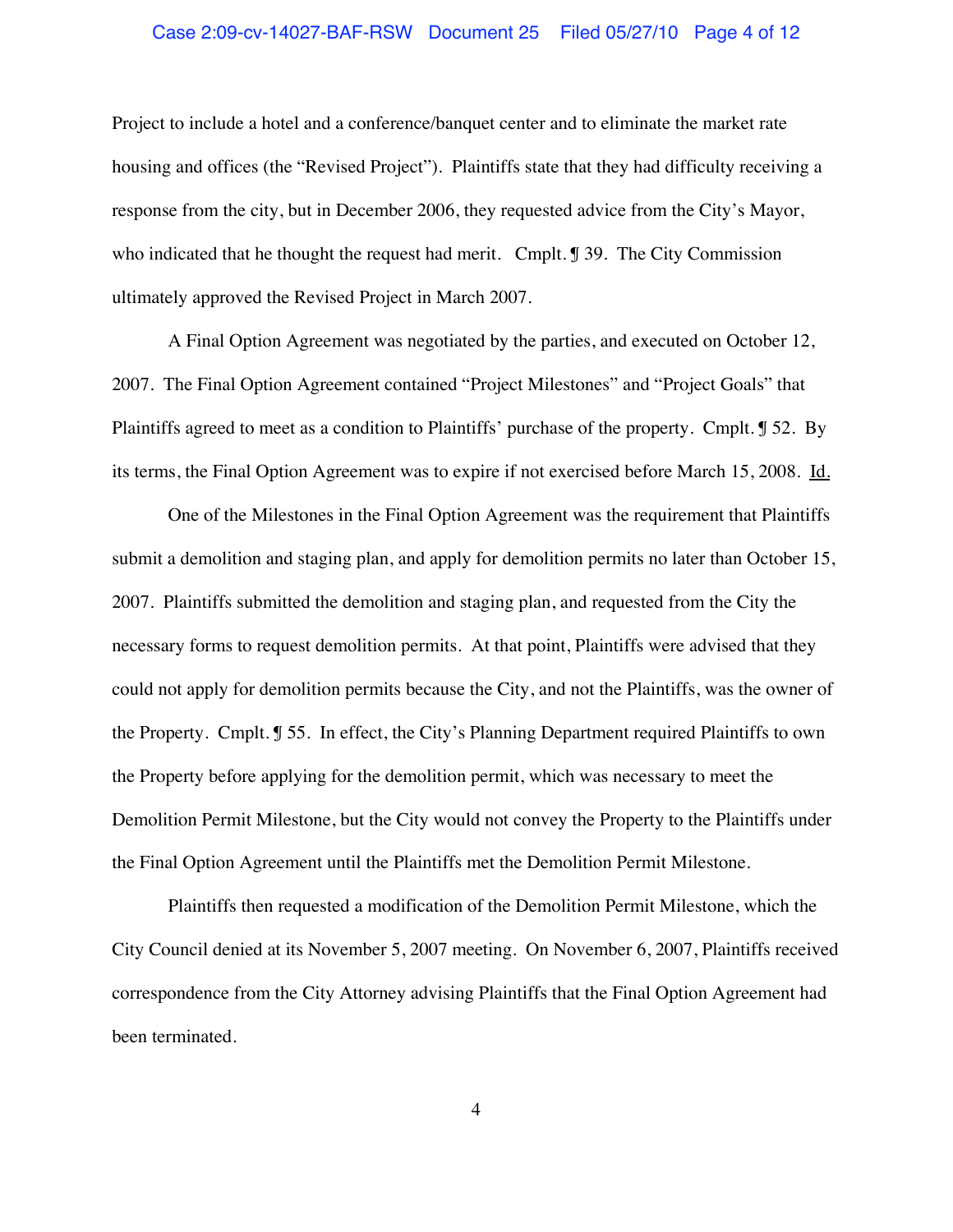Project to include a hotel and a conference/banquet center and to eliminate the market rate housing and offices (the "Revised Project"). Plaintiffs state that they had difficulty receiving a response from the city, but in December 2006, they requested advice from the City's Mayor, who indicated that he thought the request had merit. Cmplt. ¶ 39. The City Commission ultimately approved the Revised Project in March 2007.

A Final Option Agreement was negotiated by the parties, and executed on October 12, 2007. The Final Option Agreement contained "Project Milestones" and "Project Goals" that Plaintiffs agreed to meet as a condition to Plaintiffs' purchase of the property. Cmplt. ¶ 52. By its terms, the Final Option Agreement was to expire if not exercised before March 15, 2008. Id.

One of the Milestones in the Final Option Agreement was the requirement that Plaintiffs submit a demolition and staging plan, and apply for demolition permits no later than October 15, 2007. Plaintiffs submitted the demolition and staging plan, and requested from the City the necessary forms to request demolition permits. At that point, Plaintiffs were advised that they could not apply for demolition permits because the City, and not the Plaintiffs, was the owner of the Property. Cmplt. ¶ 55. In effect, the City's Planning Department required Plaintiffs to own the Property before applying for the demolition permit, which was necessary to meet the Demolition Permit Milestone, but the City would not convey the Property to the Plaintiffs under the Final Option Agreement until the Plaintiffs met the Demolition Permit Milestone.

Plaintiffs then requested a modification of the Demolition Permit Milestone, which the City Council denied at its November 5, 2007 meeting. On November 6, 2007, Plaintiffs received correspondence from the City Attorney advising Plaintiffs that the Final Option Agreement had been terminated.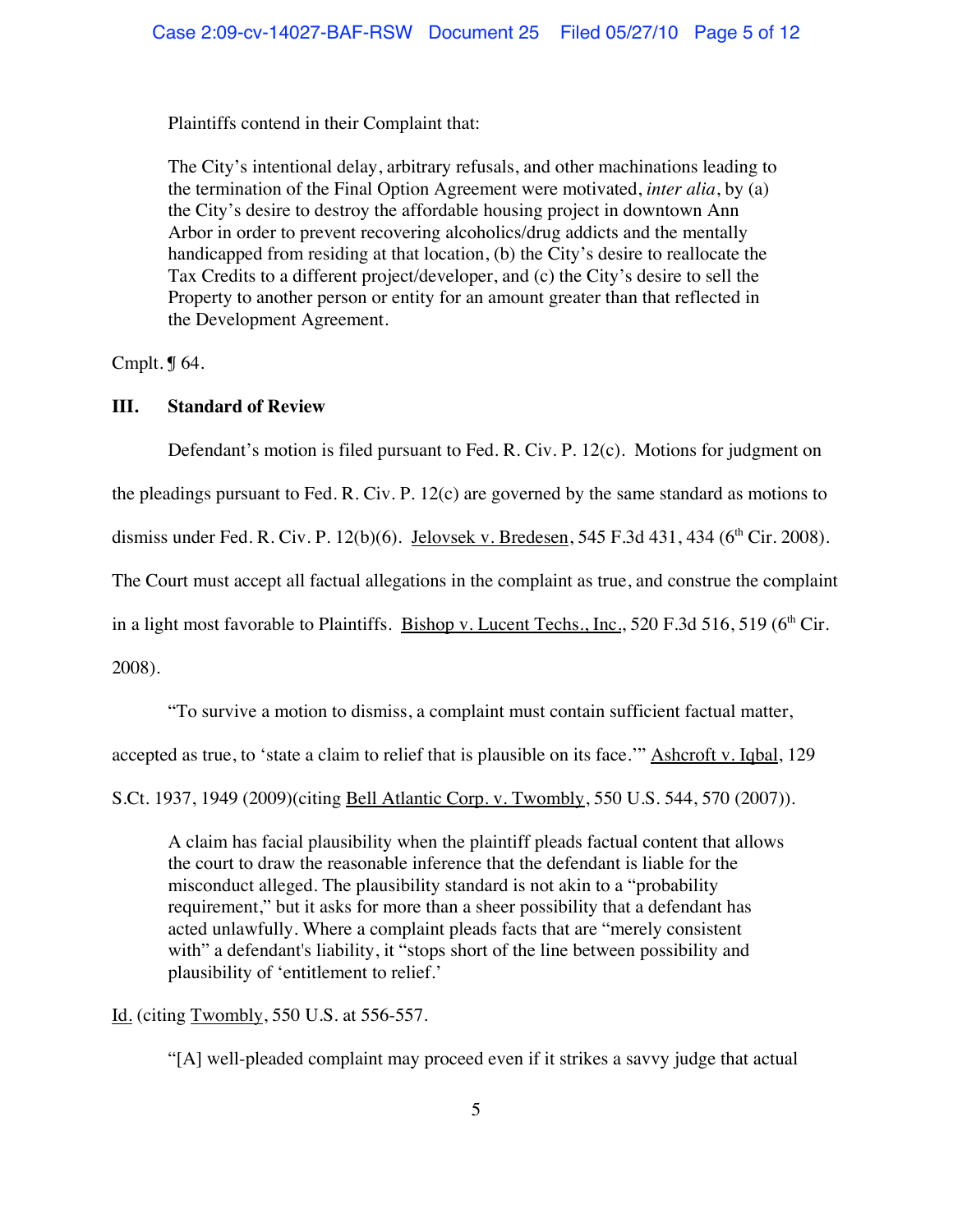Plaintiffs contend in their Complaint that:

> The City's intentional delay, arbitrary refusals, and other machinations leading to the termination of the Final Option Agreement were motivated, *inter alia*, by (a) the City's desire to destroy the affordable housing project in downtown Ann Arbor in order to prevent recovering alcoholics/drug addicts and the mentally handicapped from residing at that location, (b) the City's desire to reallocate the Tax Credits to a different project/developer, and (c) the City's desire to sell the Property to another person or entity for an amount greater than that reflected in the Development Agreement.

Cmplt. ¶ 64.

## III. Standard of Review

Defendant's motion is filed pursuant to Fed. R. Civ. P. 12(c). Motions for judgment on the pleadings pursuant to Fed. R. Civ. P. 12(c) are governed by the same standard as motions to dismiss under Fed. R. Civ. P. 12(b)(6). Jelovsek v. Bredesen, 545 F.3d 431, 434 (6th Cir. 2008). The Court must accept all factual allegations in the complaint as true, and construe the complaint in a light most favorable to Plaintiffs. Bishop v. Lucent Techs., Inc., 520 F.3d 516, 519 (6th Cir. 2008).

"To survive a motion to dismiss, a complaint must contain sufficient factual matter, accepted as true, to 'state a claim to relief that is plausible on its face.'" Ashcroft v. Iqbal, 129 S.Ct. 1937, 1949 (2009)(citing Bell Atlantic Corp. v. Twombly, 550 U.S. 544, 570 (2007)).

> A claim has facial plausibility when the plaintiff pleads factual content that allows the court to draw the reasonable inference that the defendant is liable for the misconduct alleged. The plausibility standard is not akin to a "probability requirement," but it asks for more than a sheer possibility that a defendant has acted unlawfully. Where a complaint pleads facts that are "merely consistent with" a defendant's liability, it "stops short of the line between possibility and plausibility of 'entitlement to relief.'

Id. (citing Twombly, 550 U.S. at 556-557.

"[A] well-pleaded complaint may proceed even if it strikes a savvy judge that actual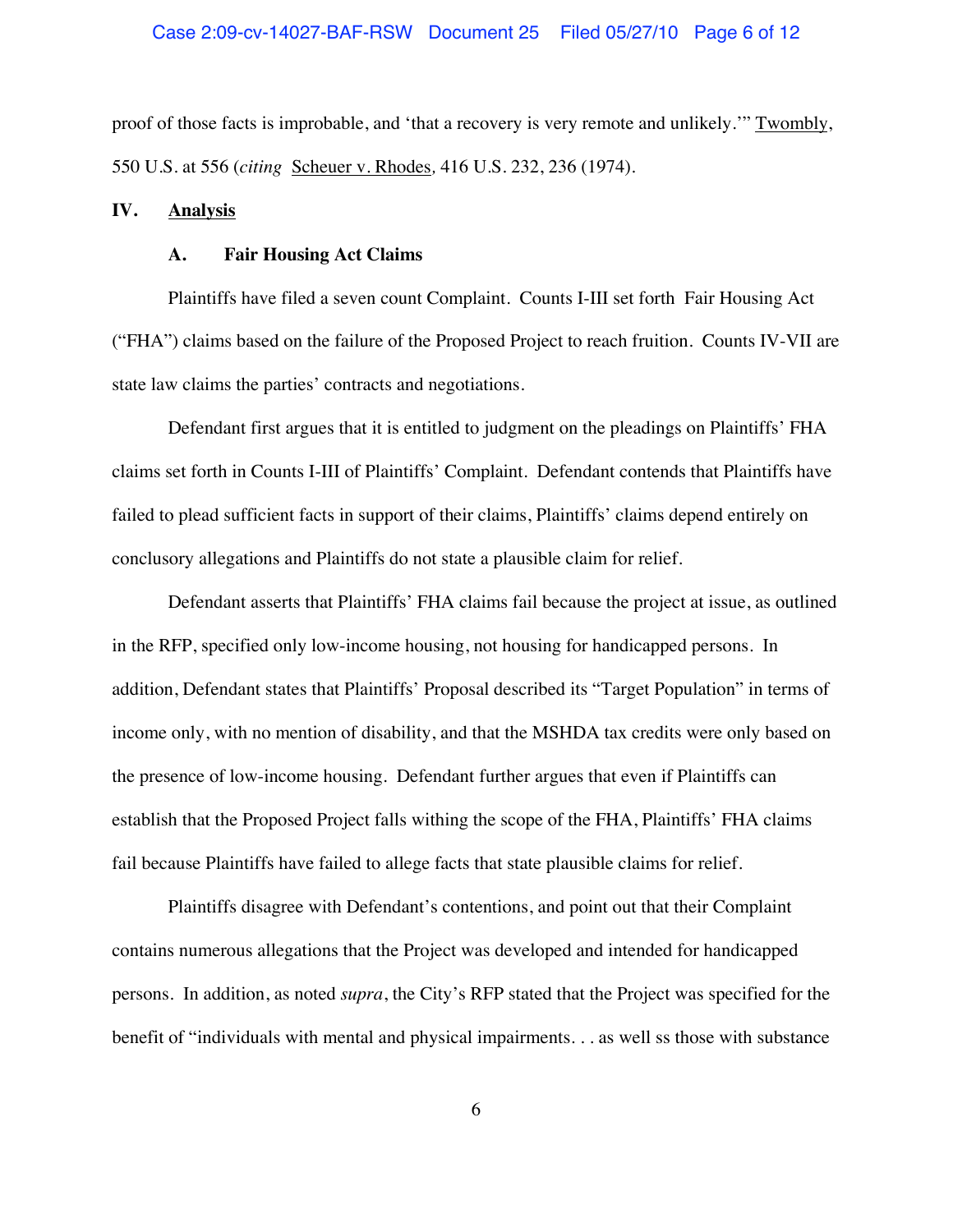proof of those facts is improbable, and 'that a recovery is very remote and unlikely.'" Twombly, 550 U.S. at 556 (*citing* Scheuer v. Rhodes, 416 U.S. 232, 236 (1974).

## IV. Analysis

### A. Fair Housing Act Claims

Plaintiffs have filed a seven count Complaint. Counts I-III set forth Fair Housing Act ("FHA") claims based on the failure of the Proposed Project to reach fruition. Counts IV-VII are state law claims the parties' contracts and negotiations.

Defendant first argues that it is entitled to judgment on the pleadings on Plaintiffs' FHA claims set forth in Counts I-III of Plaintiffs' Complaint. Defendant contends that Plaintiffs have failed to plead sufficient facts in support of their claims, Plaintiffs' claims depend entirely on conclusory allegations and Plaintiffs do not state a plausible claim for relief.

Defendant asserts that Plaintiffs' FHA claims fail because the project at issue, as outlined in the RFP, specified only low-income housing, not housing for handicapped persons. In addition, Defendant states that Plaintiffs' Proposal described its "Target Population" in terms of income only, with no mention of disability, and that the MSHDA tax credits were only based on the presence of low-income housing. Defendant further argues that even if Plaintiffs can establish that the Proposed Project falls withing the scope of the FHA, Plaintiffs' FHA claims fail because Plaintiffs have failed to allege facts that state plausible claims for relief.

Plaintiffs disagree with Defendant's contentions, and point out that their Complaint contains numerous allegations that the Project was developed and intended for handicapped persons. In addition, as noted *supra*, the City's RFP stated that the Project was specified for the benefit of "individuals with mental and physical impairments. . . as well ss those with substance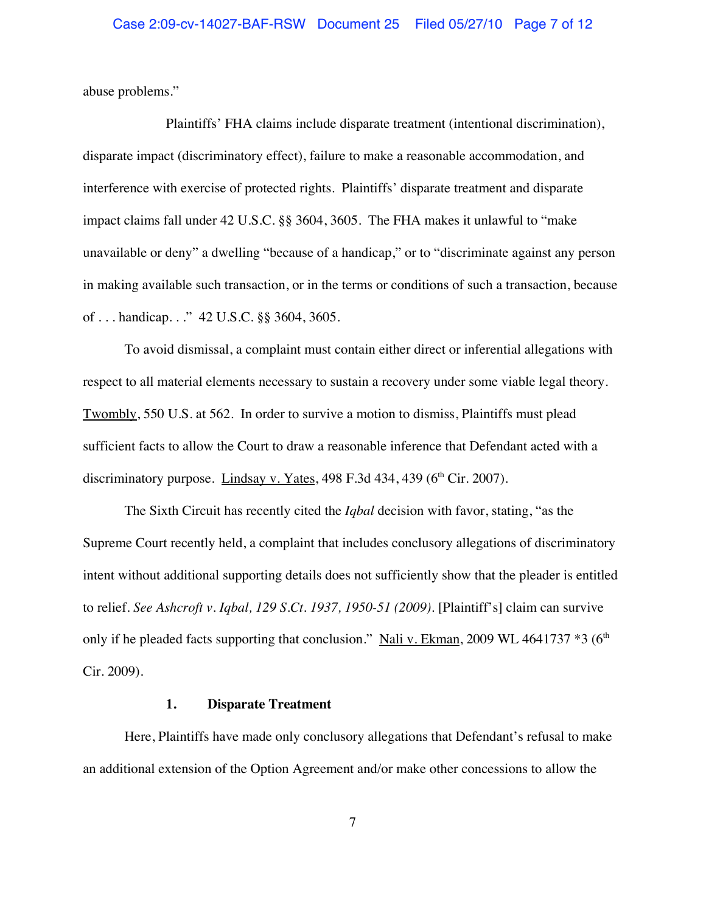abuse problems."

Plaintiffs' FHA claims include disparate treatment (intentional discrimination), disparate impact (discriminatory effect), failure to make a reasonable accommodation, and interference with exercise of protected rights. Plaintiffs' disparate treatment and disparate impact claims fall under 42 U.S.C. §§ 3604, 3605. The FHA makes it unlawful to "make unavailable or deny" a dwelling "because of a handicap," or to "discriminate against any person in making available such transaction, or in the terms or conditions of such a transaction, because of . . . handicap. . ." 42 U.S.C. §§ 3604, 3605.

To avoid dismissal, a complaint must contain either direct or inferential allegations with respect to all material elements necessary to sustain a recovery under some viable legal theory. Twombly, 550 U.S. at 562. In order to survive a motion to dismiss, Plaintiffs must plead sufficient facts to allow the Court to draw a reasonable inference that Defendant acted with a discriminatory purpose. Lindsay v. Yates, 498 F.3d 434, 439 (6th Cir. 2007).

The Sixth Circuit has recently cited the *Iqbal* decision with favor, stating, "as the Supreme Court recently held, a complaint that includes conclusory allegations of discriminatory intent without additional supporting details does not sufficiently show that the pleader is entitled to relief. *See Ashcroft v. Iqbal, 129 S.Ct. 1937, 1950-51 (2009).* [Plaintiff's] claim can survive only if he pleaded facts supporting that conclusion." Nali v. Ekman, 2009 WL 4641737 *3 (6th Cir. 2009).

**1. Disparate Treatment**

Here, Plaintiffs have made only conclusory allegations that Defendant's refusal to make an additional extension of the Option Agreement and/or make other concessions to allow the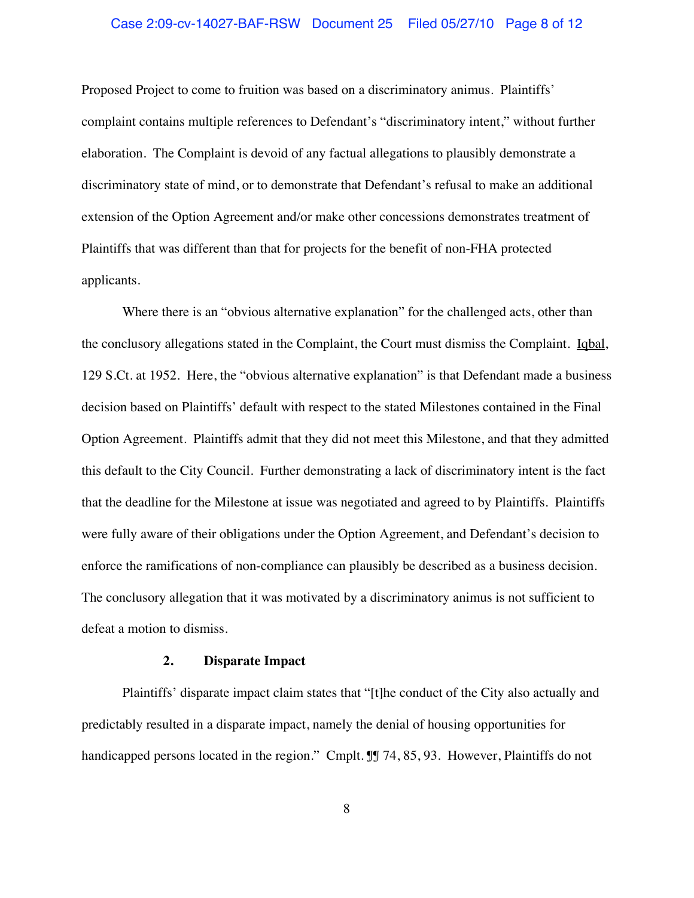Proposed Project to come to fruition was based on a discriminatory animus. Plaintiffs' complaint contains multiple references to Defendant's "discriminatory intent," without further elaboration. The Complaint is devoid of any factual allegations to plausibly demonstrate a discriminatory state of mind, or to demonstrate that Defendant's refusal to make an additional extension of the Option Agreement and/or make other concessions demonstrates treatment of Plaintiffs that was different than that for projects for the benefit of non-FHA protected applicants.

Where there is an "obvious alternative explanation" for the challenged acts, other than the conclusory allegations stated in the Complaint, the Court must dismiss the Complaint. Iqbal, 129 S.Ct. at 1952. Here, the "obvious alternative explanation" is that Defendant made a business decision based on Plaintiffs' default with respect to the stated Milestones contained in the Final Option Agreement. Plaintiffs admit that they did not meet this Milestone, and that they admitted this default to the City Council. Further demonstrating a lack of discriminatory intent is the fact that the deadline for the Milestone at issue was negotiated and agreed to by Plaintiffs. Plaintiffs were fully aware of their obligations under the Option Agreement, and Defendant's decision to enforce the ramifications of non-compliance can plausibly be described as a business decision. The conclusory allegation that it was motivated by a discriminatory animus is not sufficient to defeat a motion to dismiss.

**2. Disparate Impact**

Plaintiffs' disparate impact claim states that "[t]he conduct of the City also actually and predictably resulted in a disparate impact, namely the denial of housing opportunities for handicapped persons located in the region." Cmplt. ¶¶ 74, 85, 93. However, Plaintiffs do not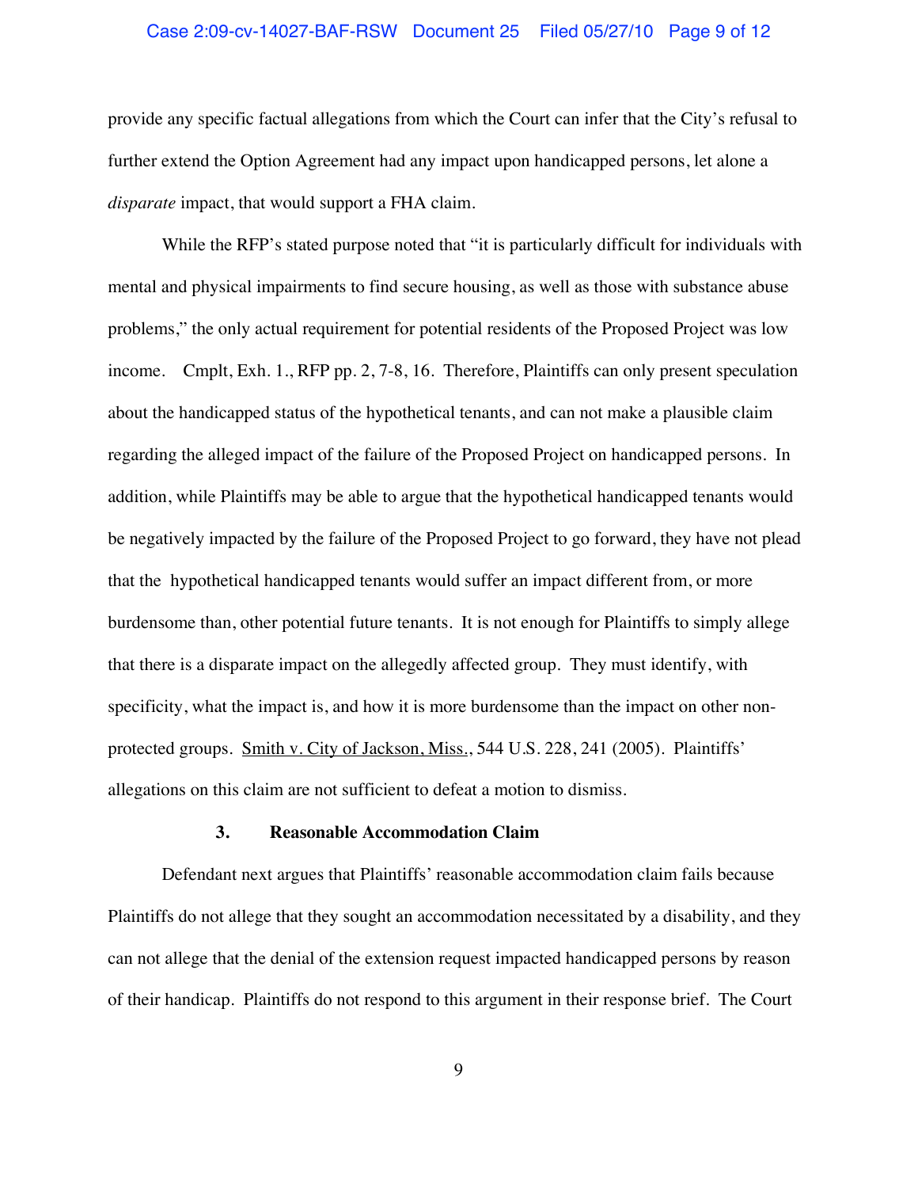provide any specific factual allegations from which the Court can infer that the City's refusal to further extend the Option Agreement had any impact upon handicapped persons, let alone a *disparate* impact, that would support a FHA claim.

While the RFP's stated purpose noted that "it is particularly difficult for individuals with mental and physical impairments to find secure housing, as well as those with substance abuse problems," the only actual requirement for potential residents of the Proposed Project was low income. Cmplt, Exh. 1., RFP pp. 2, 7-8, 16. Therefore, Plaintiffs can only present speculation about the handicapped status of the hypothetical tenants, and can not make a plausible claim regarding the alleged impact of the failure of the Proposed Project on handicapped persons. In addition, while Plaintiffs may be able to argue that the hypothetical handicapped tenants would be negatively impacted by the failure of the Proposed Project to go forward, they have not plead that the hypothetical handicapped tenants would suffer an impact different from, or more burdensome than, other potential future tenants. It is not enough for Plaintiffs to simply allege that there is a disparate impact on the allegedly affected group. They must identify, with specificity, what the impact is, and how it is more burdensome than the impact on other non-protected groups. Smith v. City of Jackson, Miss., 544 U.S. 228, 241 (2005). Plaintiffs' allegations on this claim are not sufficient to defeat a motion to dismiss.

### 3. Reasonable Accommodation Claim

Defendant next argues that Plaintiffs' reasonable accommodation claim fails because Plaintiffs do not allege that they sought an accommodation necessitated by a disability, and they can not allege that the denial of the extension request impacted handicapped persons by reason of their handicap. Plaintiffs do not respond to this argument in their response brief. The Court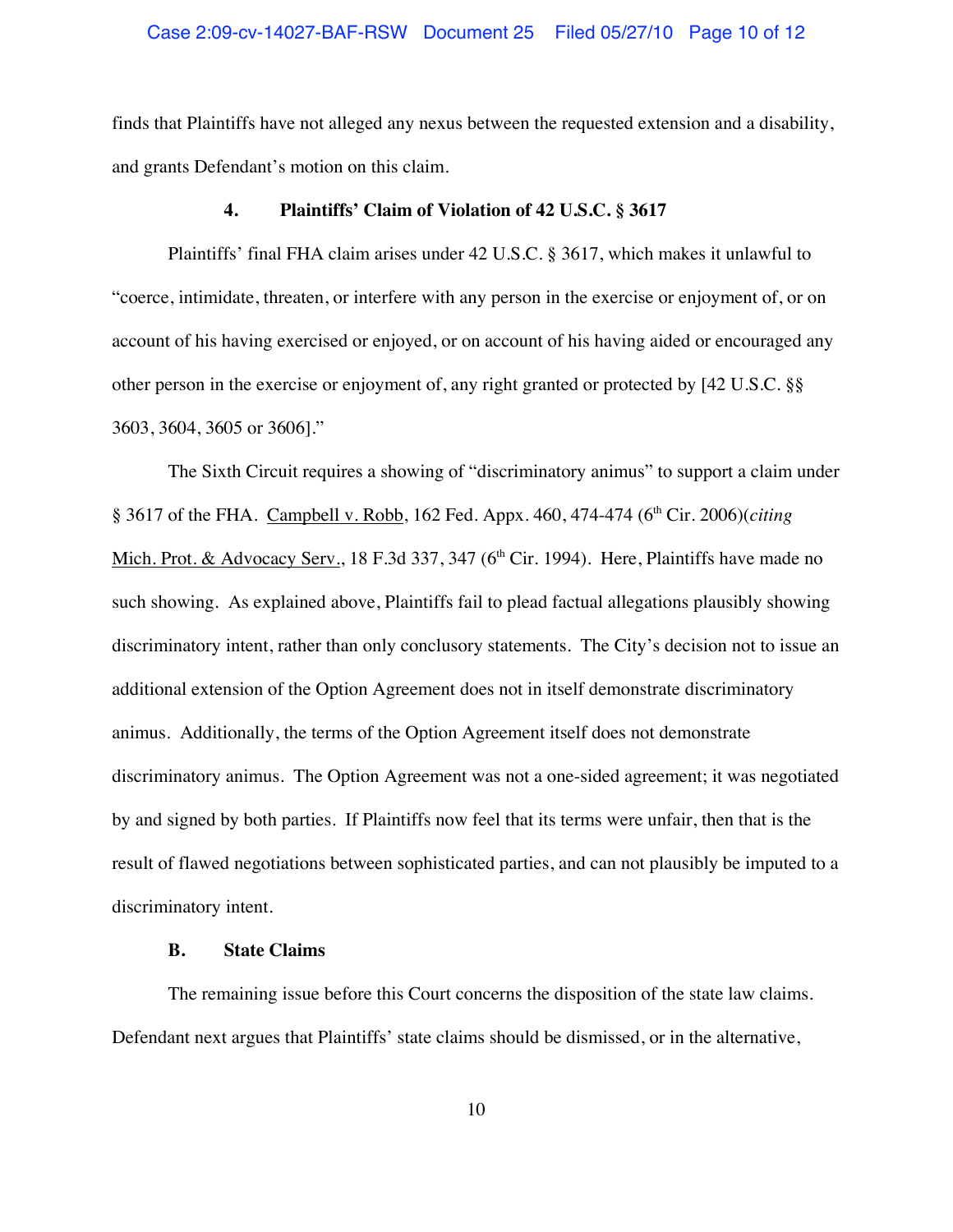finds that Plaintiffs have not alleged any nexus between the requested extension and a disability, and grants Defendant's motion on this claim.

#### 4. Plaintiffs' Claim of Violation of 42 U.S.C. § 3617

Plaintiffs' final FHA claim arises under 42 U.S.C. § 3617, which makes it unlawful to "coerce, intimidate, threaten, or interfere with any person in the exercise or enjoyment of, or on account of his having exercised or enjoyed, or on account of his having aided or encouraged any other person in the exercise or enjoyment of, any right granted or protected by [42 U.S.C. §§ 3603, 3604, 3605 or 3606]."

The Sixth Circuit requires a showing of "discriminatory animus" to support a claim under § 3617 of the FHA. Campbell v. Robb, 162 Fed. Appx. 460, 474-474 (6th Cir. 2006)(*citing* Mich. Prot. & Advocacy Serv., 18 F.3d 337, 347 (6th Cir. 1994). Here, Plaintiffs have made no such showing. As explained above, Plaintiffs fail to plead factual allegations plausibly showing discriminatory intent, rather than only conclusory statements. The City's decision not to issue an additional extension of the Option Agreement does not in itself demonstrate discriminatory animus. Additionally, the terms of the Option Agreement itself does not demonstrate discriminatory animus. The Option Agreement was not a one-sided agreement; it was negotiated by and signed by both parties. If Plaintiffs now feel that its terms were unfair, then that is the result of flawed negotiations between sophisticated parties, and can not plausibly be imputed to a discriminatory intent.

### B. State Claims

The remaining issue before this Court concerns the disposition of the state law claims. Defendant next argues that Plaintiffs' state claims should be dismissed, or in the alternative,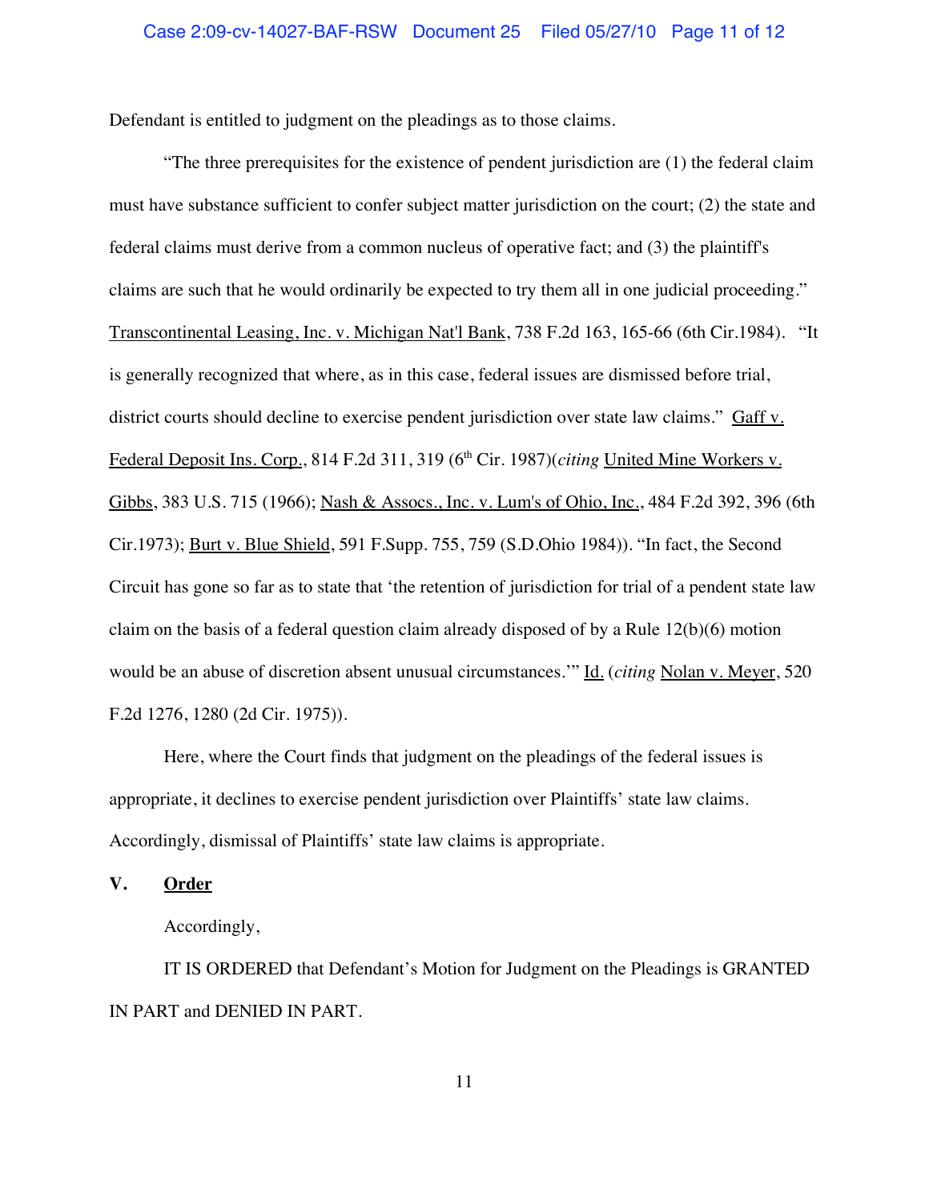Defendant is entitled to judgment on the pleadings as to those claims.

"The three prerequisites for the existence of pendent jurisdiction are (1) the federal claim must have substance sufficient to confer subject matter jurisdiction on the court; (2) the state and federal claims must derive from a common nucleus of operative fact; and (3) the plaintiff's claims are such that he would ordinarily be expected to try them all in one judicial proceeding." Transcontinental Leasing, Inc. v. Michigan Nat'l Bank, 738 F.2d 163, 165-66 (6th Cir.1984). "It is generally recognized that where, as in this case, federal issues are dismissed before trial, district courts should decline to exercise pendent jurisdiction over state law claims." Gaff v. Federal Deposit Ins. Corp., 814 F.2d 311, 319 (6th Cir. 1987)(*citing* United Mine Workers v. Gibbs, 383 U.S. 715 (1966); Nash & Assocs., Inc. v. Lum's of Ohio, Inc., 484 F.2d 392, 396 (6th Cir.1973); Burt v. Blue Shield, 591 F.Supp. 755, 759 (S.D.Ohio 1984)). "In fact, the Second Circuit has gone so far as to state that 'the retention of jurisdiction for trial of a pendent state law claim on the basis of a federal question claim already disposed of by a Rule 12(b)(6) motion would be an abuse of discretion absent unusual circumstances.'" Id. (*citing* Nolan v. Meyer, 520 F.2d 1276, 1280 (2d Cir. 1975)).

Here, where the Court finds that judgment on the pleadings of the federal issues is appropriate, it declines to exercise pendent jurisdiction over Plaintiffs' state law claims. Accordingly, dismissal of Plaintiffs' state law claims is appropriate.

## V. Order

Accordingly,

IT IS ORDERED that Defendant's Motion for Judgment on the Pleadings is GRANTED IN PART and DENIED IN PART.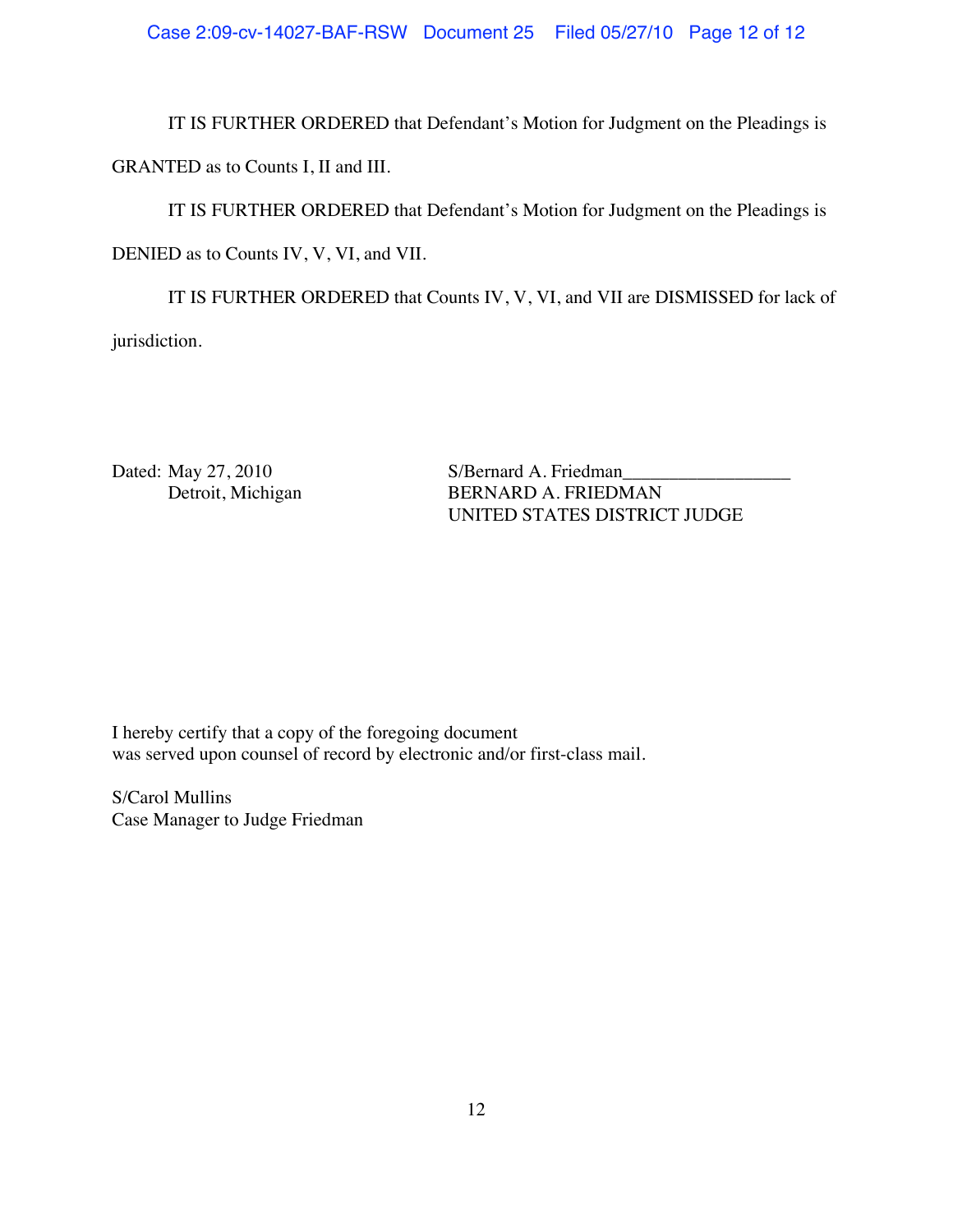IT IS FURTHER ORDERED that Defendant's Motion for Judgment on the Pleadings is GRANTED as to Counts I, II and III.

IT IS FURTHER ORDERED that Defendant's Motion for Judgment on the Pleadings is DENIED as to Counts IV, V, VI, and VII.

IT IS FURTHER ORDERED that Counts IV, V, VI, and VII are DISMISSED for lack of jurisdiction.

Dated: May 27, 2010
Detroit, Michigan

S/Bernard A. Friedman__________________
BERNARD A. FRIEDMAN
UNITED STATES DISTRICT JUDGE

I hereby certify that a copy of the foregoing document was served upon counsel of record by electronic and/or first-class mail.

S/Carol Mullins
Case Manager to Judge Friedman